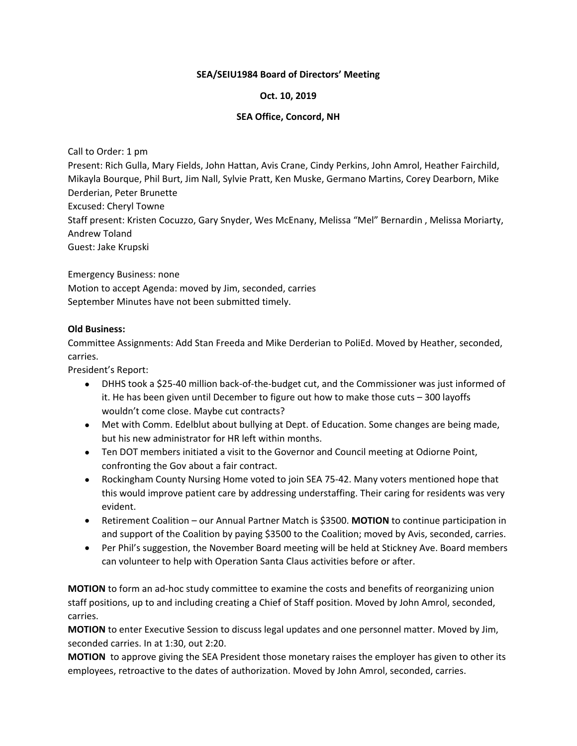**SEA/SEIU1984 Board of Directors' Meeting**

**Oct. 10, 2019**

**SEA Office, Concord, NH**

Call to Order: 1 pm
Present: Rich Gulla, Mary Fields, John Hattan, Avis Crane, Cindy Perkins, John Amrol, Heather Fairchild, Mikayla Bourque, Phil Burt, Jim Nall, Sylvie Pratt, Ken Muske, Germano Martins, Corey Dearborn, Mike Derderian, Peter Brunette
Excused: Cheryl Towne
Staff present: Kristen Cocuzzo, Gary Snyder, Wes McEnany, Melissa "Mel" Bernardin , Melissa Moriarty, Andrew Toland
Guest: Jake Krupski

Emergency Business: none
Motion to accept Agenda: moved by Jim, seconded, carries
September Minutes have not been submitted timely.

**Old Business:**
Committee Assignments: Add Stan Freeda and Mike Derderian to PoliEd. Moved by Heather, seconded, carries.
President's Report:

- DHHS took a $25-40 million back-of-the-budget cut, and the Commissioner was just informed of it. He has been given until December to figure out how to make those cuts – 300 layoffs wouldn't come close. Maybe cut contracts?
- Met with Comm. Edelblut about bullying at Dept. of Education. Some changes are being made, but his new administrator for HR left within months.
- Ten DOT members initiated a visit to the Governor and Council meeting at Odiorne Point, confronting the Gov about a fair contract.
- Rockingham County Nursing Home voted to join SEA 75-42. Many voters mentioned hope that this would improve patient care by addressing understaffing. Their caring for residents was very evident.
- Retirement Coalition – our Annual Partner Match is $3500. **MOTION** to continue participation in and support of the Coalition by paying $3500 to the Coalition; moved by Avis, seconded, carries.
- Per Phil's suggestion, the November Board meeting will be held at Stickney Ave. Board members can volunteer to help with Operation Santa Claus activities before or after.

**MOTION** to form an ad-hoc study committee to examine the costs and benefits of reorganizing union staff positions, up to and including creating a Chief of Staff position. Moved by John Amrol, seconded, carries.
**MOTION** to enter Executive Session to discuss legal updates and one personnel matter. Moved by Jim, seconded carries. In at 1:30, out 2:20.
**MOTION** to approve giving the SEA President those monetary raises the employer has given to other its employees, retroactive to the dates of authorization. Moved by John Amrol, seconded, carries.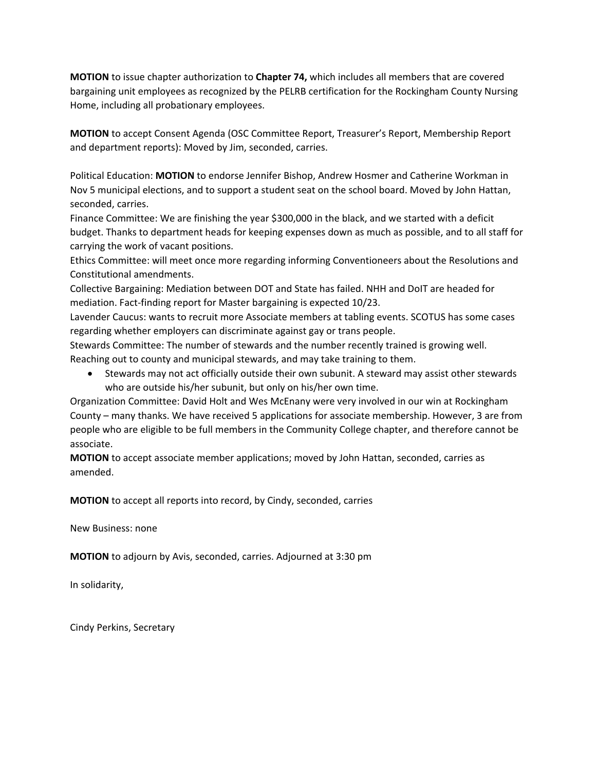**MOTION** to issue chapter authorization to **Chapter 74,** which includes all members that are covered bargaining unit employees as recognized by the PELRB certification for the Rockingham County Nursing Home, including all probationary employees.

**MOTION** to accept Consent Agenda (OSC Committee Report, Treasurer's Report, Membership Report and department reports): Moved by Jim, seconded, carries.

Political Education: **MOTION** to endorse Jennifer Bishop, Andrew Hosmer and Catherine Workman in Nov 5 municipal elections, and to support a student seat on the school board. Moved by John Hattan, seconded, carries.
Finance Committee: We are finishing the year $300,000 in the black, and we started with a deficit budget. Thanks to department heads for keeping expenses down as much as possible, and to all staff for carrying the work of vacant positions.
Ethics Committee: will meet once more regarding informing Conventioneers about the Resolutions and Constitutional amendments.
Collective Bargaining: Mediation between DOT and State has failed. NHH and DoIT are headed for mediation. Fact-finding report for Master bargaining is expected 10/23.
Lavender Caucus: wants to recruit more Associate members at tabling events. SCOTUS has some cases regarding whether employers can discriminate against gay or trans people.
Stewards Committee: The number of stewards and the number recently trained is growing well. Reaching out to county and municipal stewards, and may take training to them.

- Stewards may not act officially outside their own subunit. A steward may assist other stewards who are outside his/her subunit, but only on his/her own time.

Organization Committee: David Holt and Wes McEnany were very involved in our win at Rockingham County – many thanks. We have received 5 applications for associate membership. However, 3 are from people who are eligible to be full members in the Community College chapter, and therefore cannot be associate.
**MOTION** to accept associate member applications; moved by John Hattan, seconded, carries as amended.

**MOTION** to accept all reports into record, by Cindy, seconded, carries

New Business: none

**MOTION** to adjourn by Avis, seconded, carries. Adjourned at 3:30 pm

In solidarity,

Cindy Perkins, Secretary